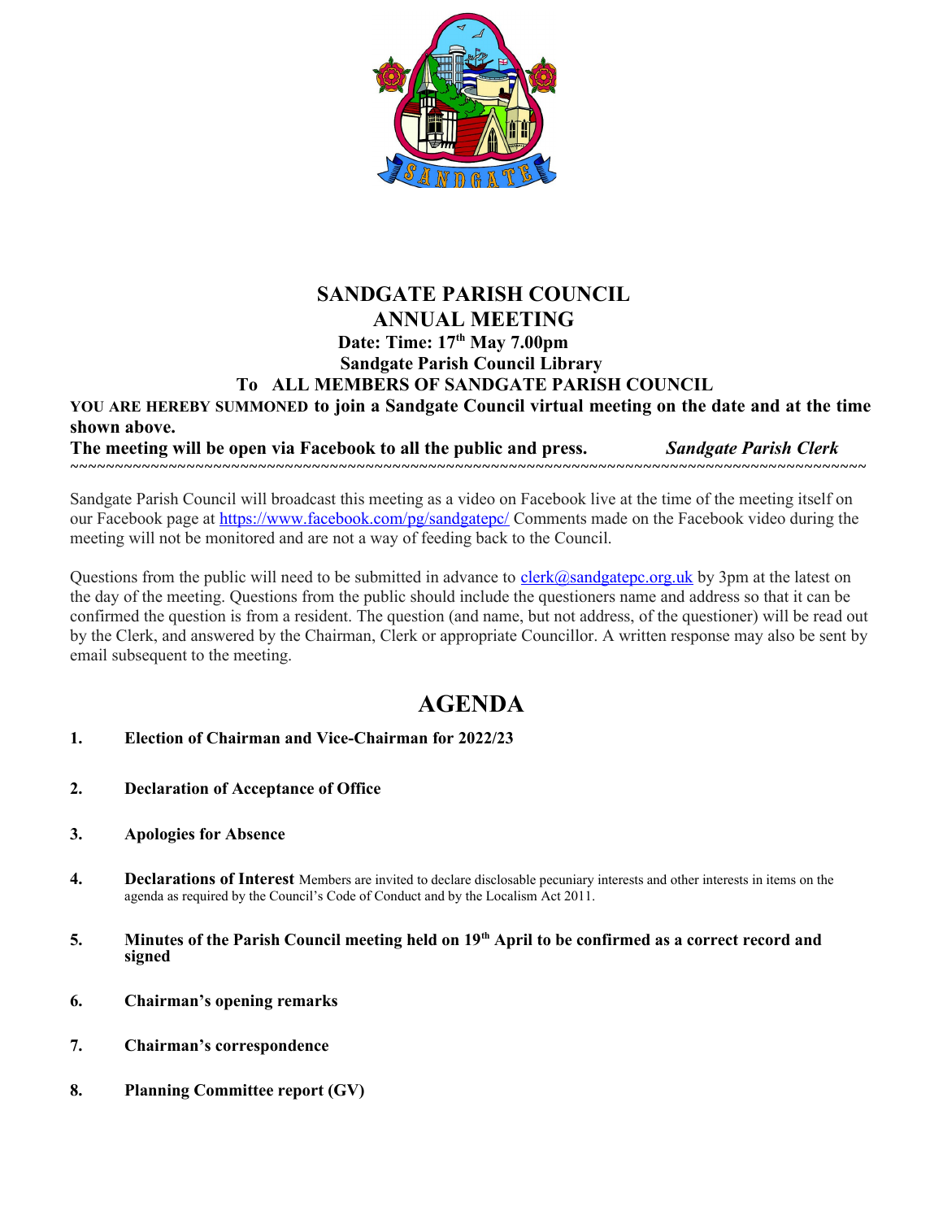# SANDGATE PARISH COUNCIL
## ANNUAL MEETING

**Date: Time: 17th May 7.00pm**

**Sandgate Parish Council Library**

**To ALL MEMBERS OF SANDGATE PARISH COUNCIL**

**YOU ARE HEREBY SUMMONED to join a Sandgate Council virtual meeting on the date and at the time shown above.**

**The meeting will be open via Facebook to all the public and press.** ***Sandgate Parish Clerk***

~~~~~~~~~~~~~~~~~~~~~~~~~~~~~~~~~~~~~~~~~~~~~~~~~~~~~~~~~~~~~~~~~~~~~~~~~~~~~~~~~~~~~~~~~~~~

Sandgate Parish Council will broadcast this meeting as a video on Facebook live at the time of the meeting itself on our Facebook page at https://www.facebook.com/pg/sandgatepc/ Comments made on the Facebook video during the meeting will not be monitored and are not a way of feeding back to the Council.

Questions from the public will need to be submitted in advance to clerk@sandgatepc.org.uk by 3pm at the latest on the day of the meeting. Questions from the public should include the questioners name and address so that it can be confirmed the question is from a resident. The question (and name, but not address, of the questioner) will be read out by the Clerk, and answered by the Chairman, Clerk or appropriate Councillor. A written response may also be sent by email subsequent to the meeting.

# AGENDA

1. **Election of Chairman and Vice-Chairman for 2022/23**

2. **Declaration of Acceptance of Office**

3. **Apologies for Absence**

4. **Declarations of Interest** Members are invited to declare disclosable pecuniary interests and other interests in items on the agenda as required by the Council's Code of Conduct and by the Localism Act 2011.

5. **Minutes of the Parish Council meeting held on 19th April to be confirmed as a correct record and signed**

6. **Chairman's opening remarks**

7. **Chairman's correspondence**

8. **Planning Committee report (GV)**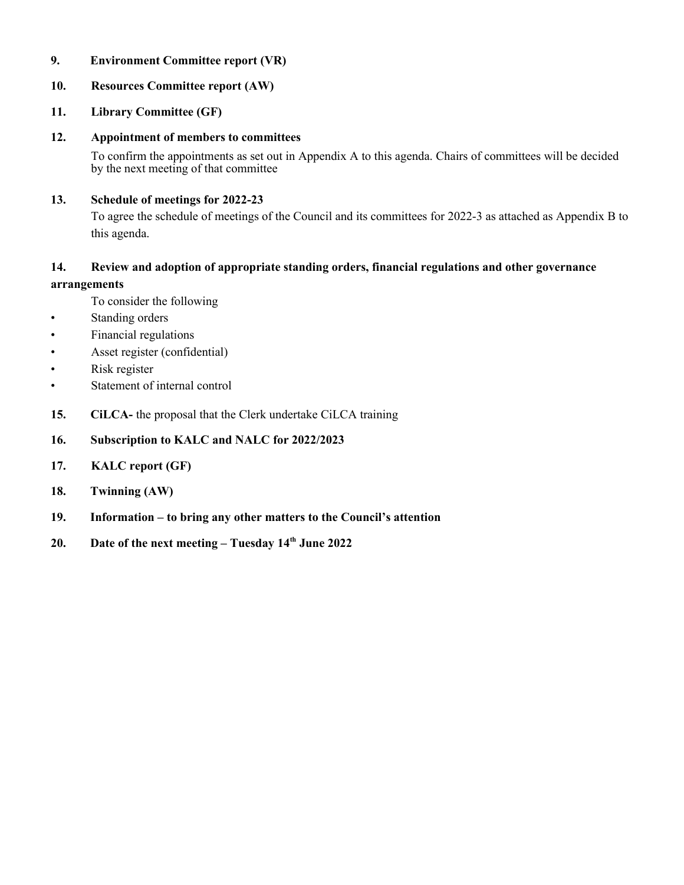**9. Environment Committee report (VR)**

**10. Resources Committee report (AW)**

**11. Library Committee (GF)**

**12. Appointment of members to committees**

To confirm the appointments as set out in Appendix A to this agenda. Chairs of committees will be decided by the next meeting of that committee

**13. Schedule of meetings for 2022-23**

To agree the schedule of meetings of the Council and its committees for 2022-3 as attached as Appendix B to this agenda.

**14. Review and adoption of appropriate standing orders, financial regulations and other governance arrangements**

To consider the following

- Standing orders
- Financial regulations
- Asset register (confidential)
- Risk register
- Statement of internal control

**15. CiLCA-** the proposal that the Clerk undertake CiLCA training

**16. Subscription to KALC and NALC for 2022/2023**

**17. KALC report (GF)**

**18. Twinning (AW)**

**19. Information – to bring any other matters to the Council's attention**

**20. Date of the next meeting – Tuesday 14th June 2022**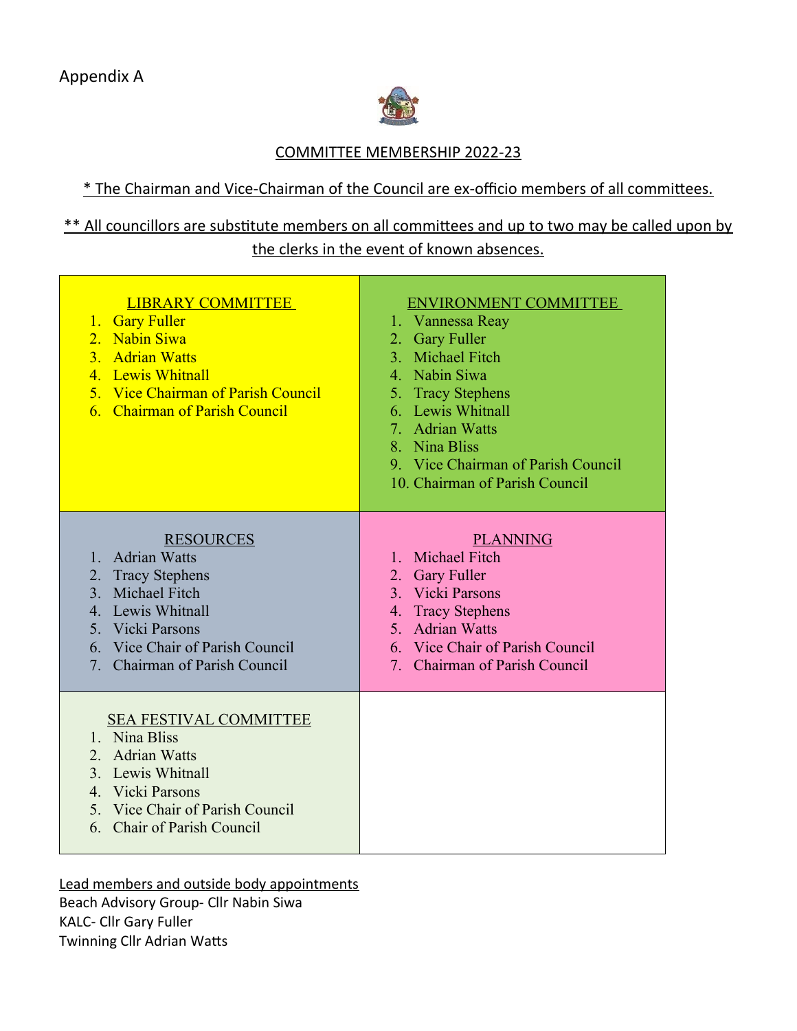Appendix A

## COMMITTEE MEMBERSHIP 2022-23

\* The Chairman and Vice-Chairman of the Council are ex-officio members of all committees.

\*\* All councillors are substitute members on all committees and up to two may be called upon by the clerks in the event of known absences.

### LIBRARY COMMITTEE

1. Gary Fuller
2. Nabin Siwa
3. Adrian Watts
4. Lewis Whitnall
5. Vice Chairman of Parish Council
6. Chairman of Parish Council

### ENVIRONMENT COMMITTEE

1. Vannessa Reay
2. Gary Fuller
3. Michael Fitch
4. Nabin Siwa
5. Tracy Stephens
6. Lewis Whitnall
7. Adrian Watts
8. Nina Bliss
9. Vice Chairman of Parish Council
10. Chairman of Parish Council

### RESOURCES

1. Adrian Watts
2. Tracy Stephens
3. Michael Fitch
4. Lewis Whitnall
5. Vicki Parsons
6. Vice Chair of Parish Council
7. Chairman of Parish Council

### PLANNING

1. Michael Fitch
2. Gary Fuller
3. Vicki Parsons
4. Tracy Stephens
5. Adrian Watts
6. Vice Chair of Parish Council
7. Chairman of Parish Council

### SEA FESTIVAL COMMITTEE

1. Nina Bliss
2. Adrian Watts
3. Lewis Whitnall
4. Vicki Parsons
5. Vice Chair of Parish Council
6. Chair of Parish Council

Lead members and outside body appointments

Beach Advisory Group- Cllr Nabin Siwa

KALC- Cllr Gary Fuller

Twinning Cllr Adrian Watts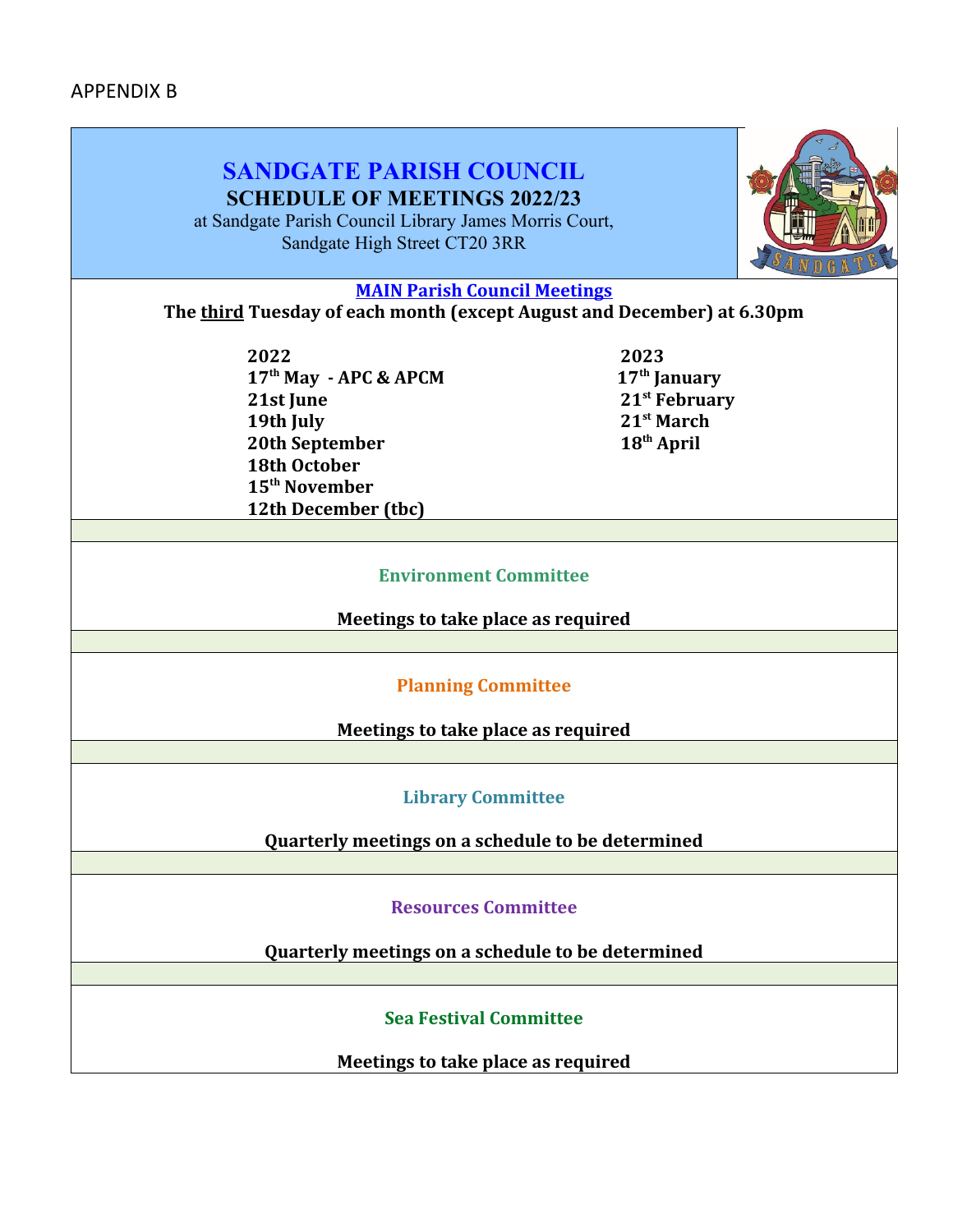APPENDIX B

# SANDGATE PARISH COUNCIL

## SCHEDULE OF MEETINGS 2022/23

at Sandgate Parish Council Library James Morris Court, Sandgate High Street CT20 3RR

### MAIN Parish Council Meetings

**The third Tuesday of each month (except August and December) at 6.30pm**

| 2022 | 2023 |
|---|---|
| 17th May - APC & APCM | 17th January |
| 21st June | 21st February |
| 19th July | 21st March |
| 20th September | 18th April |
| 18th October | |
| 15th November | |
| 12th December (tbc) | |

### Environment Committee

**Meetings to take place as required**

### Planning Committee

**Meetings to take place as required**

### Library Committee

**Quarterly meetings on a schedule to be determined**

### Resources Committee

**Quarterly meetings on a schedule to be determined**

### Sea Festival Committee

**Meetings to take place as required**